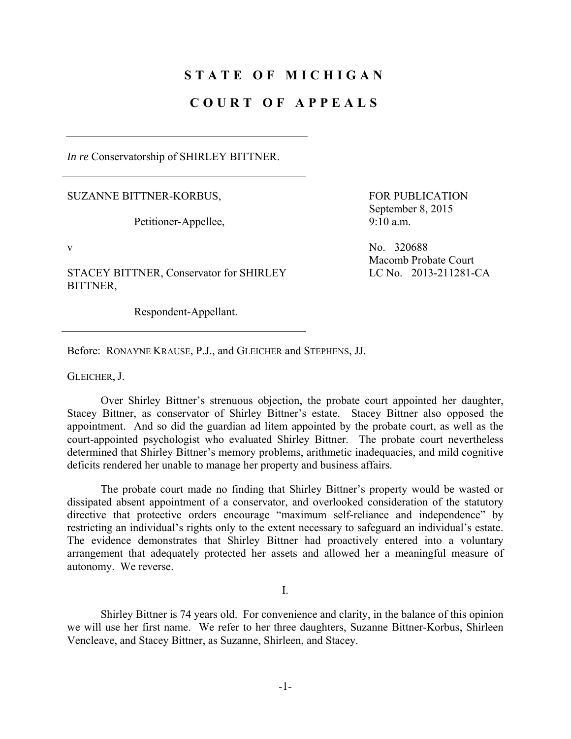# STATE OF MICHIGAN

# COURT OF APPEALS

*In re* Conservatorship of SHIRLEY BITTNER.

SUZANNE BITTNER-KORBUS,

Petitioner-Appellee,

v

STACEY BITTNER, Conservator for SHIRLEY BITTNER,

Respondent-Appellant.

FOR PUBLICATION
September 8, 2015
9:10 a.m.

No. 320688
Macomb Probate Court
LC No. 2013-211281-CA

Before: RONAYNE KRAUSE, P.J., and GLEICHER and STEPHENS, JJ.

GLEICHER, J.

Over Shirley Bittner's strenuous objection, the probate court appointed her daughter, Stacey Bittner, as conservator of Shirley Bittner's estate. Stacey Bittner also opposed the appointment. And so did the guardian ad litem appointed by the probate court, as well as the court-appointed psychologist who evaluated Shirley Bittner. The probate court nevertheless determined that Shirley Bittner's memory problems, arithmetic inadequacies, and mild cognitive deficits rendered her unable to manage her property and business affairs.

The probate court made no finding that Shirley Bittner's property would be wasted or dissipated absent appointment of a conservator, and overlooked consideration of the statutory directive that protective orders encourage "maximum self-reliance and independence" by restricting an individual's rights only to the extent necessary to safeguard an individual's estate. The evidence demonstrates that Shirley Bittner had proactively entered into a voluntary arrangement that adequately protected her assets and allowed her a meaningful measure of autonomy. We reverse.

I.

Shirley Bittner is 74 years old. For convenience and clarity, in the balance of this opinion we will use her first name. We refer to her three daughters, Suzanne Bittner-Korbus, Shirleen Vencleave, and Stacey Bittner, as Suzanne, Shirleen, and Stacey.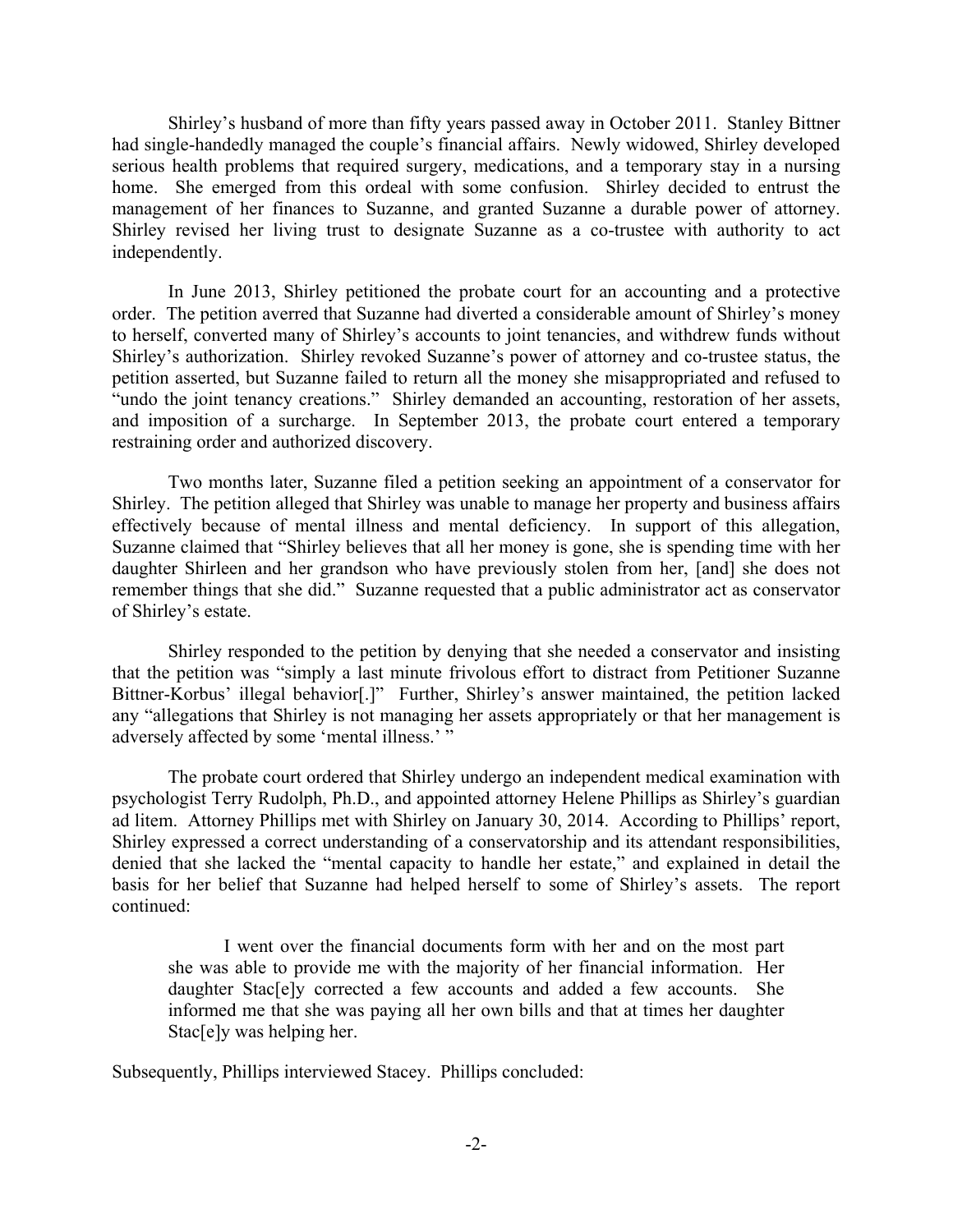Shirley's husband of more than fifty years passed away in October 2011. Stanley Bittner had single-handedly managed the couple's financial affairs. Newly widowed, Shirley developed serious health problems that required surgery, medications, and a temporary stay in a nursing home. She emerged from this ordeal with some confusion. Shirley decided to entrust the management of her finances to Suzanne, and granted Suzanne a durable power of attorney. Shirley revised her living trust to designate Suzanne as a co-trustee with authority to act independently.

In June 2013, Shirley petitioned the probate court for an accounting and a protective order. The petition averred that Suzanne had diverted a considerable amount of Shirley's money to herself, converted many of Shirley's accounts to joint tenancies, and withdrew funds without Shirley's authorization. Shirley revoked Suzanne's power of attorney and co-trustee status, the petition asserted, but Suzanne failed to return all the money she misappropriated and refused to "undo the joint tenancy creations." Shirley demanded an accounting, restoration of her assets, and imposition of a surcharge. In September 2013, the probate court entered a temporary restraining order and authorized discovery.

Two months later, Suzanne filed a petition seeking an appointment of a conservator for Shirley. The petition alleged that Shirley was unable to manage her property and business affairs effectively because of mental illness and mental deficiency. In support of this allegation, Suzanne claimed that "Shirley believes that all her money is gone, she is spending time with her daughter Shirleen and her grandson who have previously stolen from her, [and] she does not remember things that she did." Suzanne requested that a public administrator act as conservator of Shirley's estate.

Shirley responded to the petition by denying that she needed a conservator and insisting that the petition was "simply a last minute frivolous effort to distract from Petitioner Suzanne Bittner-Korbus' illegal behavior[.]" Further, Shirley's answer maintained, the petition lacked any "allegations that Shirley is not managing her assets appropriately or that her management is adversely affected by some 'mental illness.' "

The probate court ordered that Shirley undergo an independent medical examination with psychologist Terry Rudolph, Ph.D., and appointed attorney Helene Phillips as Shirley's guardian ad litem. Attorney Phillips met with Shirley on January 30, 2014. According to Phillips' report, Shirley expressed a correct understanding of a conservatorship and its attendant responsibilities, denied that she lacked the "mental capacity to handle her estate," and explained in detail the basis for her belief that Suzanne had helped herself to some of Shirley's assets. The report continued:

> I went over the financial documents form with her and on the most part she was able to provide me with the majority of her financial information. Her daughter Stac[e]y corrected a few accounts and added a few accounts. She informed me that she was paying all her own bills and that at times her daughter Stac[e]y was helping her.

Subsequently, Phillips interviewed Stacey. Phillips concluded: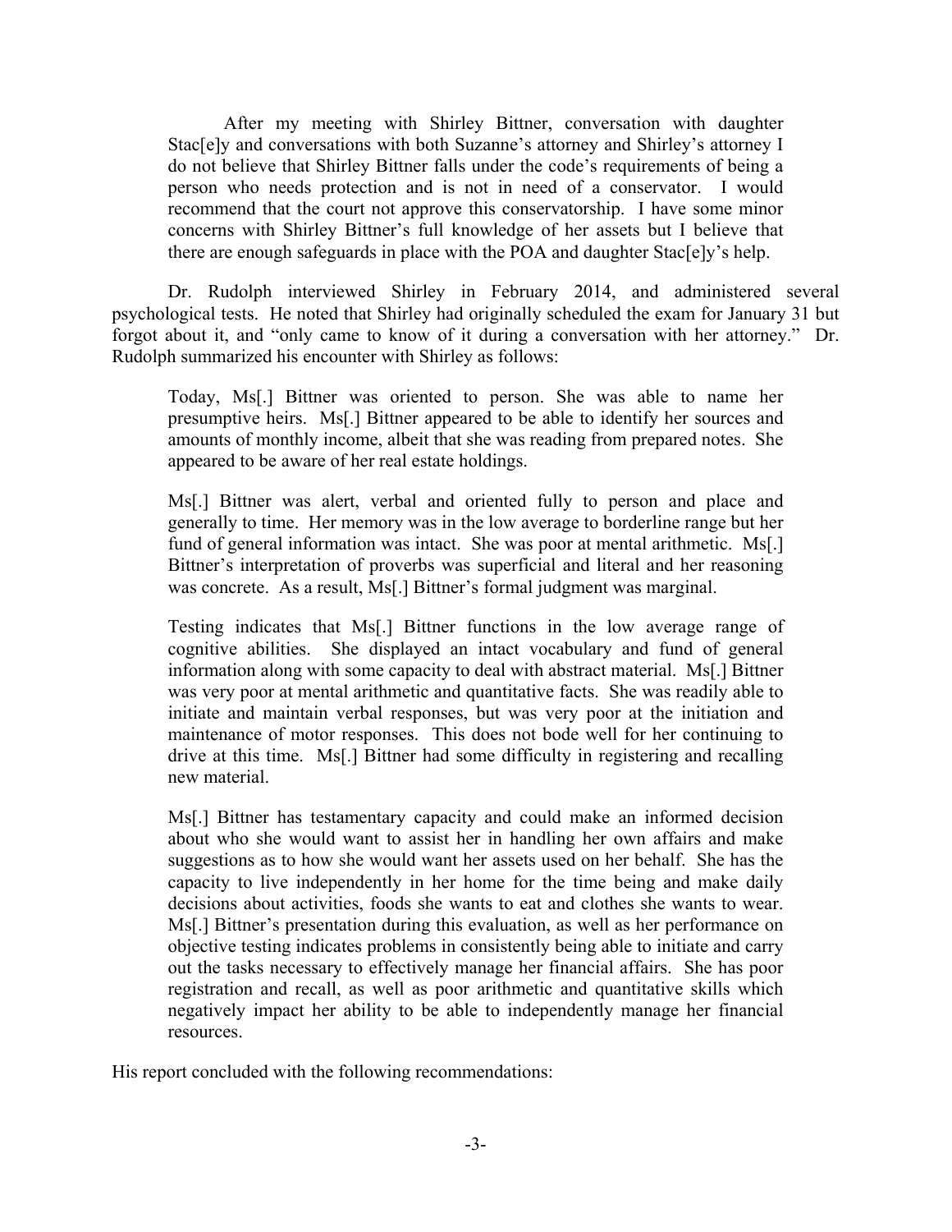> After my meeting with Shirley Bittner, conversation with daughter Stac[e]y and conversations with both Suzanne's attorney and Shirley's attorney I do not believe that Shirley Bittner falls under the code's requirements of being a person who needs protection and is not in need of a conservator. I would recommend that the court not approve this conservatorship. I have some minor concerns with Shirley Bittner's full knowledge of her assets but I believe that there are enough safeguards in place with the POA and daughter Stac[e]y's help.

Dr. Rudolph interviewed Shirley in February 2014, and administered several psychological tests. He noted that Shirley had originally scheduled the exam for January 31 but forgot about it, and "only came to know of it during a conversation with her attorney." Dr. Rudolph summarized his encounter with Shirley as follows:

> Today, Ms[.] Bittner was oriented to person. She was able to name her presumptive heirs. Ms[.] Bittner appeared to be able to identify her sources and amounts of monthly income, albeit that she was reading from prepared notes. She appeared to be aware of her real estate holdings.
>
> Ms[.] Bittner was alert, verbal and oriented fully to person and place and generally to time. Her memory was in the low average to borderline range but her fund of general information was intact. She was poor at mental arithmetic. Ms[.] Bittner's interpretation of proverbs was superficial and literal and her reasoning was concrete. As a result, Ms[.] Bittner's formal judgment was marginal.
>
> Testing indicates that Ms[.] Bittner functions in the low average range of cognitive abilities. She displayed an intact vocabulary and fund of general information along with some capacity to deal with abstract material. Ms[.] Bittner was very poor at mental arithmetic and quantitative facts. She was readily able to initiate and maintain verbal responses, but was very poor at the initiation and maintenance of motor responses. This does not bode well for her continuing to drive at this time. Ms[.] Bittner had some difficulty in registering and recalling new material.
>
> Ms[.] Bittner has testamentary capacity and could make an informed decision about who she would want to assist her in handling her own affairs and make suggestions as to how she would want her assets used on her behalf. She has the capacity to live independently in her home for the time being and make daily decisions about activities, foods she wants to eat and clothes she wants to wear. Ms[.] Bittner's presentation during this evaluation, as well as her performance on objective testing indicates problems in consistently being able to initiate and carry out the tasks necessary to effectively manage her financial affairs. She has poor registration and recall, as well as poor arithmetic and quantitative skills which negatively impact her ability to be able to independently manage her financial resources.

His report concluded with the following recommendations: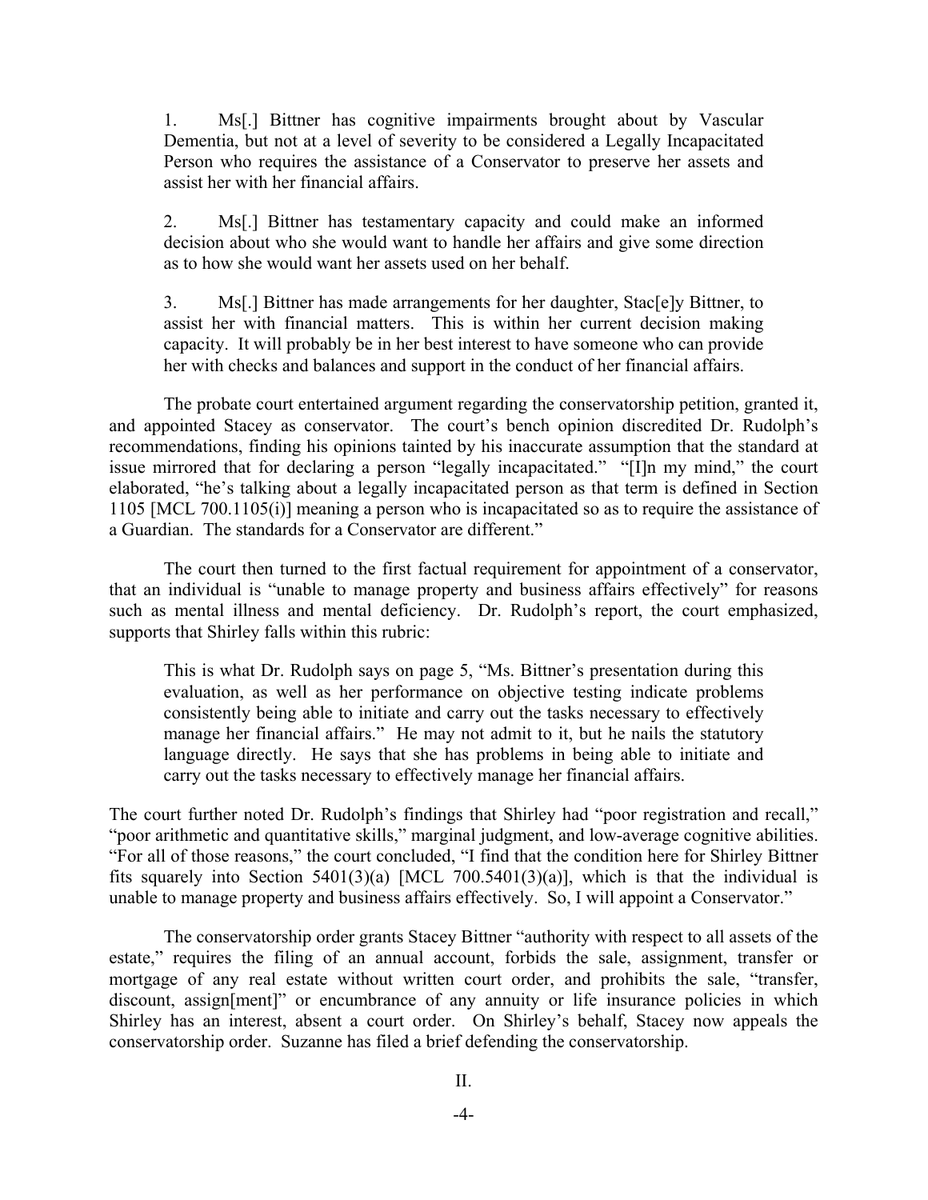> 1. Ms[.] Bittner has cognitive impairments brought about by Vascular Dementia, but not at a level of severity to be considered a Legally Incapacitated Person who requires the assistance of a Conservator to preserve her assets and assist her with her financial affairs.
>
> 2. Ms[.] Bittner has testamentary capacity and could make an informed decision about who she would want to handle her affairs and give some direction as to how she would want her assets used on her behalf.
>
> 3. Ms[.] Bittner has made arrangements for her daughter, Stac[e]y Bittner, to assist her with financial matters. This is within her current decision making capacity. It will probably be in her best interest to have someone who can provide her with checks and balances and support in the conduct of her financial affairs.

The probate court entertained argument regarding the conservatorship petition, granted it, and appointed Stacey as conservator. The court's bench opinion discredited Dr. Rudolph's recommendations, finding his opinions tainted by his inaccurate assumption that the standard at issue mirrored that for declaring a person "legally incapacitated." "[I]n my mind," the court elaborated, "he's talking about a legally incapacitated person as that term is defined in Section 1105 [MCL 700.1105(i)] meaning a person who is incapacitated so as to require the assistance of a Guardian. The standards for a Conservator are different."

The court then turned to the first factual requirement for appointment of a conservator, that an individual is "unable to manage property and business affairs effectively" for reasons such as mental illness and mental deficiency. Dr. Rudolph's report, the court emphasized, supports that Shirley falls within this rubric:

> This is what Dr. Rudolph says on page 5, "Ms. Bittner's presentation during this evaluation, as well as her performance on objective testing indicate problems consistently being able to initiate and carry out the tasks necessary to effectively manage her financial affairs." He may not admit to it, but he nails the statutory language directly. He says that she has problems in being able to initiate and carry out the tasks necessary to effectively manage her financial affairs.

The court further noted Dr. Rudolph's findings that Shirley had "poor registration and recall," "poor arithmetic and quantitative skills," marginal judgment, and low-average cognitive abilities. "For all of those reasons," the court concluded, "I find that the condition here for Shirley Bittner fits squarely into Section 5401(3)(a) [MCL 700.5401(3)(a)], which is that the individual is unable to manage property and business affairs effectively. So, I will appoint a Conservator."

The conservatorship order grants Stacey Bittner "authority with respect to all assets of the estate," requires the filing of an annual account, forbids the sale, assignment, transfer or mortgage of any real estate without written court order, and prohibits the sale, "transfer, discount, assign[ment]" or encumbrance of any annuity or life insurance policies in which Shirley has an interest, absent a court order. On Shirley's behalf, Stacey now appeals the conservatorship order. Suzanne has filed a brief defending the conservatorship.

## II.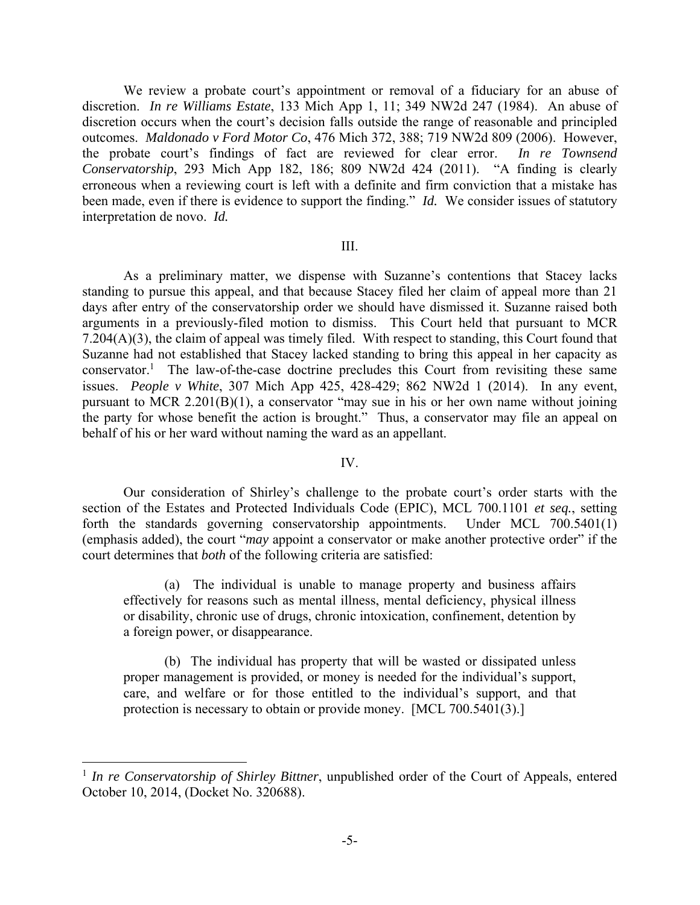We review a probate court's appointment or removal of a fiduciary for an abuse of discretion. *In re Williams Estate*, 133 Mich App 1, 11; 349 NW2d 247 (1984). An abuse of discretion occurs when the court's decision falls outside the range of reasonable and principled outcomes. *Maldonado v Ford Motor Co*, 476 Mich 372, 388; 719 NW2d 809 (2006). However, the probate court's findings of fact are reviewed for clear error. *In re Townsend Conservatorship*, 293 Mich App 182, 186; 809 NW2d 424 (2011). "A finding is clearly erroneous when a reviewing court is left with a definite and firm conviction that a mistake has been made, even if there is evidence to support the finding." *Id.* We consider issues of statutory interpretation de novo. *Id.*

III.

As a preliminary matter, we dispense with Suzanne's contentions that Stacey lacks standing to pursue this appeal, and that because Stacey filed her claim of appeal more than 21 days after entry of the conservatorship order we should have dismissed it. Suzanne raised both arguments in a previously-filed motion to dismiss. This Court held that pursuant to MCR 7.204(A)(3), the claim of appeal was timely filed. With respect to standing, this Court found that Suzanne had not established that Stacey lacked standing to bring this appeal in her capacity as conservator.[1] The law-of-the-case doctrine precludes this Court from revisiting these same issues. *People v White*, 307 Mich App 425, 428-429; 862 NW2d 1 (2014). In any event, pursuant to MCR 2.201(B)(1), a conservator "may sue in his or her own name without joining the party for whose benefit the action is brought." Thus, a conservator may file an appeal on behalf of his or her ward without naming the ward as an appellant.

IV.

Our consideration of Shirley's challenge to the probate court's order starts with the section of the Estates and Protected Individuals Code (EPIC), MCL 700.1101 *et seq.*, setting forth the standards governing conservatorship appointments. Under MCL 700.5401(1) (emphasis added), the court "*may* appoint a conservator or make another protective order" if the court determines that *both* of the following criteria are satisfied:

> (a) The individual is unable to manage property and business affairs effectively for reasons such as mental illness, mental deficiency, physical illness or disability, chronic use of drugs, chronic intoxication, confinement, detention by a foreign power, or disappearance.
>
> (b) The individual has property that will be wasted or dissipated unless proper management is provided, or money is needed for the individual's support, care, and welfare or for those entitled to the individual's support, and that protection is necessary to obtain or provide money. [MCL 700.5401(3).]

---

[1] *In re Conservatorship of Shirley Bittner*, unpublished order of the Court of Appeals, entered October 10, 2014, (Docket No. 320688).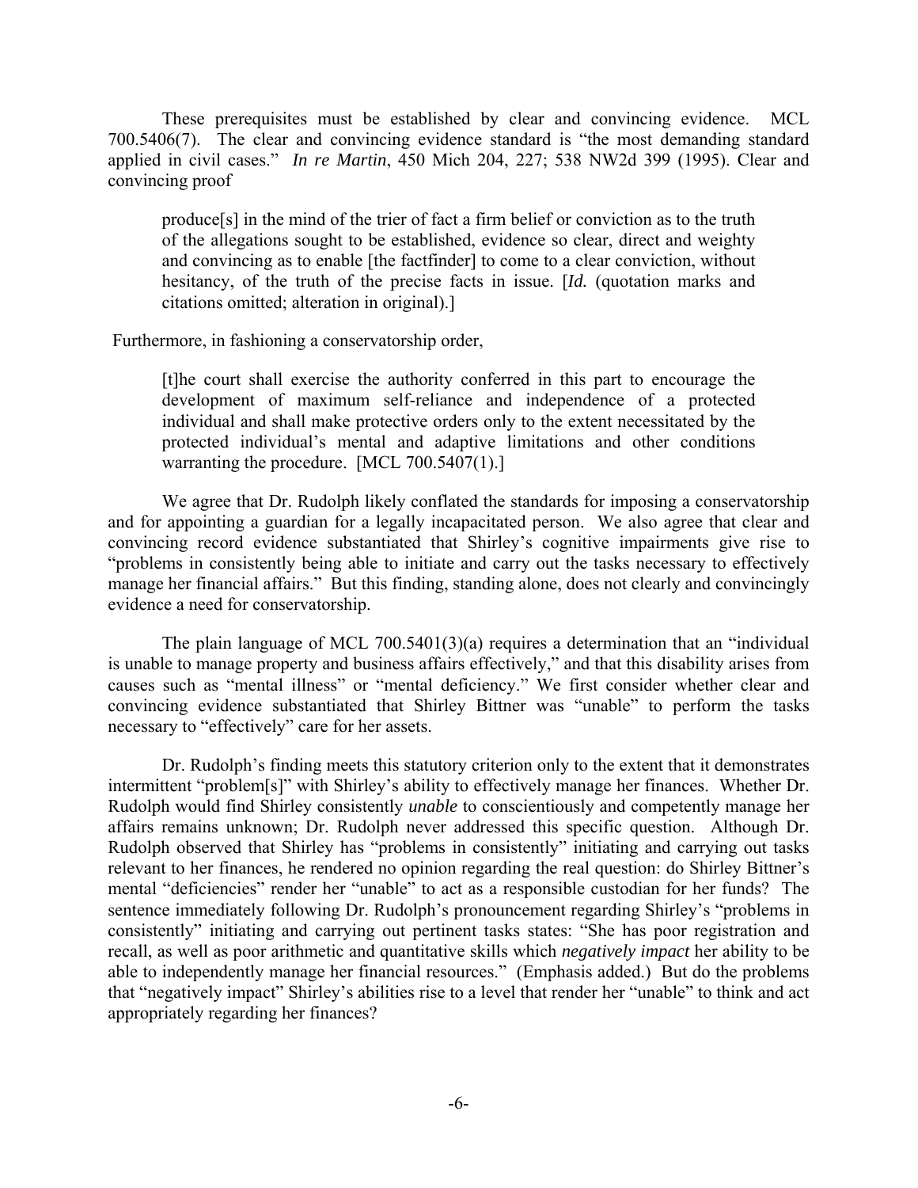These prerequisites must be established by clear and convincing evidence. MCL 700.5406(7). The clear and convincing evidence standard is "the most demanding standard applied in civil cases." *In re Martin*, 450 Mich 204, 227; 538 NW2d 399 (1995). Clear and convincing proof

> produce[s] in the mind of the trier of fact a firm belief or conviction as to the truth of the allegations sought to be established, evidence so clear, direct and weighty and convincing as to enable [the factfinder] to come to a clear conviction, without hesitancy, of the truth of the precise facts in issue. [*Id.* (quotation marks and citations omitted; alteration in original).]

Furthermore, in fashioning a conservatorship order,

> [t]he court shall exercise the authority conferred in this part to encourage the development of maximum self-reliance and independence of a protected individual and shall make protective orders only to the extent necessitated by the protected individual's mental and adaptive limitations and other conditions warranting the procedure. [MCL 700.5407(1).]

We agree that Dr. Rudolph likely conflated the standards for imposing a conservatorship and for appointing a guardian for a legally incapacitated person. We also agree that clear and convincing record evidence substantiated that Shirley's cognitive impairments give rise to "problems in consistently being able to initiate and carry out the tasks necessary to effectively manage her financial affairs." But this finding, standing alone, does not clearly and convincingly evidence a need for conservatorship.

The plain language of MCL 700.5401(3)(a) requires a determination that an "individual is unable to manage property and business affairs effectively," and that this disability arises from causes such as "mental illness" or "mental deficiency." We first consider whether clear and convincing evidence substantiated that Shirley Bittner was "unable" to perform the tasks necessary to "effectively" care for her assets.

Dr. Rudolph's finding meets this statutory criterion only to the extent that it demonstrates intermittent "problem[s]" with Shirley's ability to effectively manage her finances. Whether Dr. Rudolph would find Shirley consistently *unable* to conscientiously and competently manage her affairs remains unknown; Dr. Rudolph never addressed this specific question. Although Dr. Rudolph observed that Shirley has "problems in consistently" initiating and carrying out tasks relevant to her finances, he rendered no opinion regarding the real question: do Shirley Bittner's mental "deficiencies" render her "unable" to act as a responsible custodian for her funds? The sentence immediately following Dr. Rudolph's pronouncement regarding Shirley's "problems in consistently" initiating and carrying out pertinent tasks states: "She has poor registration and recall, as well as poor arithmetic and quantitative skills which *negatively impact* her ability to be able to independently manage her financial resources." (Emphasis added.) But do the problems that "negatively impact" Shirley's abilities rise to a level that render her "unable" to think and act appropriately regarding her finances?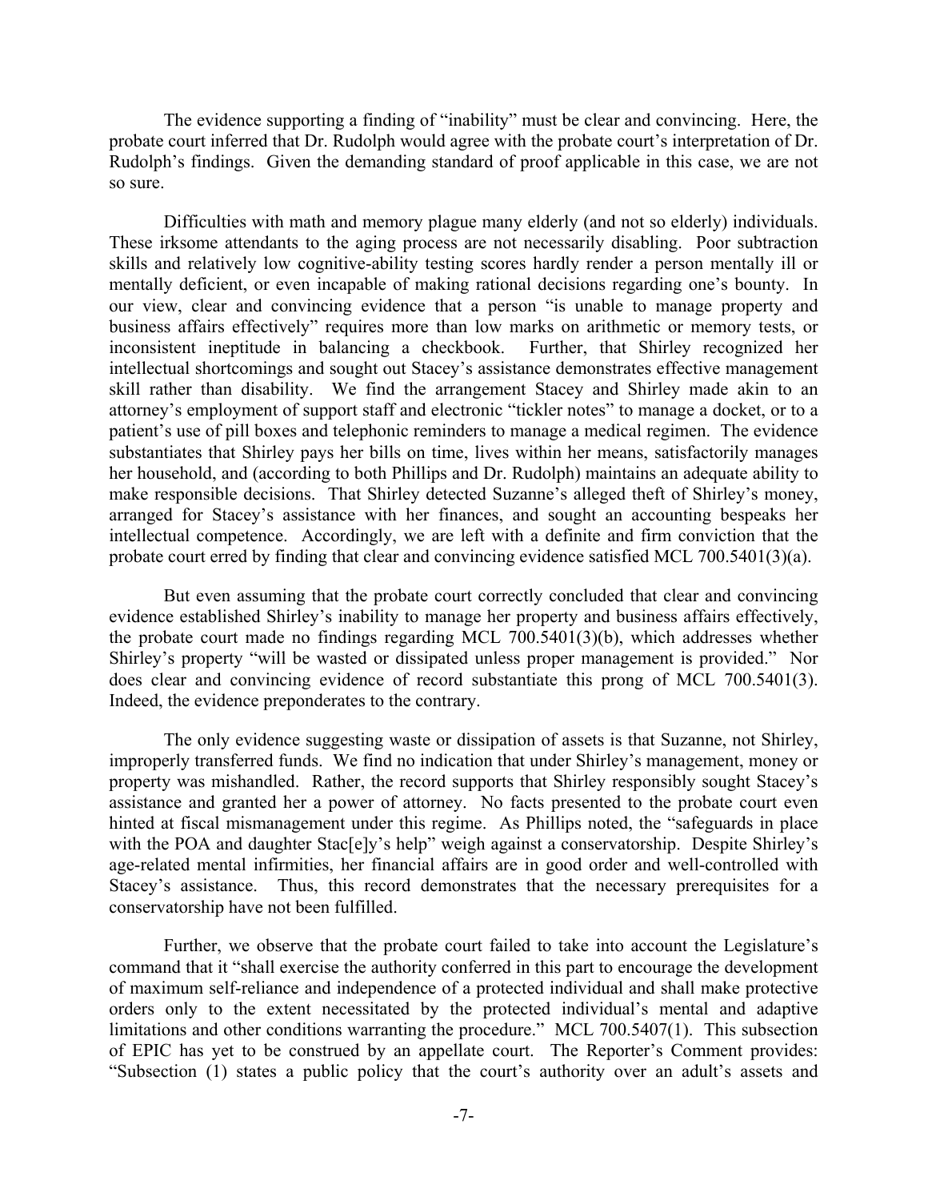The evidence supporting a finding of "inability" must be clear and convincing. Here, the probate court inferred that Dr. Rudolph would agree with the probate court's interpretation of Dr. Rudolph's findings. Given the demanding standard of proof applicable in this case, we are not so sure.

Difficulties with math and memory plague many elderly (and not so elderly) individuals. These irksome attendants to the aging process are not necessarily disabling. Poor subtraction skills and relatively low cognitive-ability testing scores hardly render a person mentally ill or mentally deficient, or even incapable of making rational decisions regarding one's bounty. In our view, clear and convincing evidence that a person "is unable to manage property and business affairs effectively" requires more than low marks on arithmetic or memory tests, or inconsistent ineptitude in balancing a checkbook. Further, that Shirley recognized her intellectual shortcomings and sought out Stacey's assistance demonstrates effective management skill rather than disability. We find the arrangement Stacey and Shirley made akin to an attorney's employment of support staff and electronic "tickler notes" to manage a docket, or to a patient's use of pill boxes and telephonic reminders to manage a medical regimen. The evidence substantiates that Shirley pays her bills on time, lives within her means, satisfactorily manages her household, and (according to both Phillips and Dr. Rudolph) maintains an adequate ability to make responsible decisions. That Shirley detected Suzanne's alleged theft of Shirley's money, arranged for Stacey's assistance with her finances, and sought an accounting bespeaks her intellectual competence. Accordingly, we are left with a definite and firm conviction that the probate court erred by finding that clear and convincing evidence satisfied MCL 700.5401(3)(a).

But even assuming that the probate court correctly concluded that clear and convincing evidence established Shirley's inability to manage her property and business affairs effectively, the probate court made no findings regarding MCL 700.5401(3)(b), which addresses whether Shirley's property "will be wasted or dissipated unless proper management is provided." Nor does clear and convincing evidence of record substantiate this prong of MCL 700.5401(3). Indeed, the evidence preponderates to the contrary.

The only evidence suggesting waste or dissipation of assets is that Suzanne, not Shirley, improperly transferred funds. We find no indication that under Shirley's management, money or property was mishandled. Rather, the record supports that Shirley responsibly sought Stacey's assistance and granted her a power of attorney. No facts presented to the probate court even hinted at fiscal mismanagement under this regime. As Phillips noted, the "safeguards in place with the POA and daughter Stac[e]y's help" weigh against a conservatorship. Despite Shirley's age-related mental infirmities, her financial affairs are in good order and well-controlled with Stacey's assistance. Thus, this record demonstrates that the necessary prerequisites for a conservatorship have not been fulfilled.

Further, we observe that the probate court failed to take into account the Legislature's command that it "shall exercise the authority conferred in this part to encourage the development of maximum self-reliance and independence of a protected individual and shall make protective orders only to the extent necessitated by the protected individual's mental and adaptive limitations and other conditions warranting the procedure." MCL 700.5407(1). This subsection of EPIC has yet to be construed by an appellate court. The Reporter's Comment provides: "Subsection (1) states a public policy that the court's authority over an adult's assets and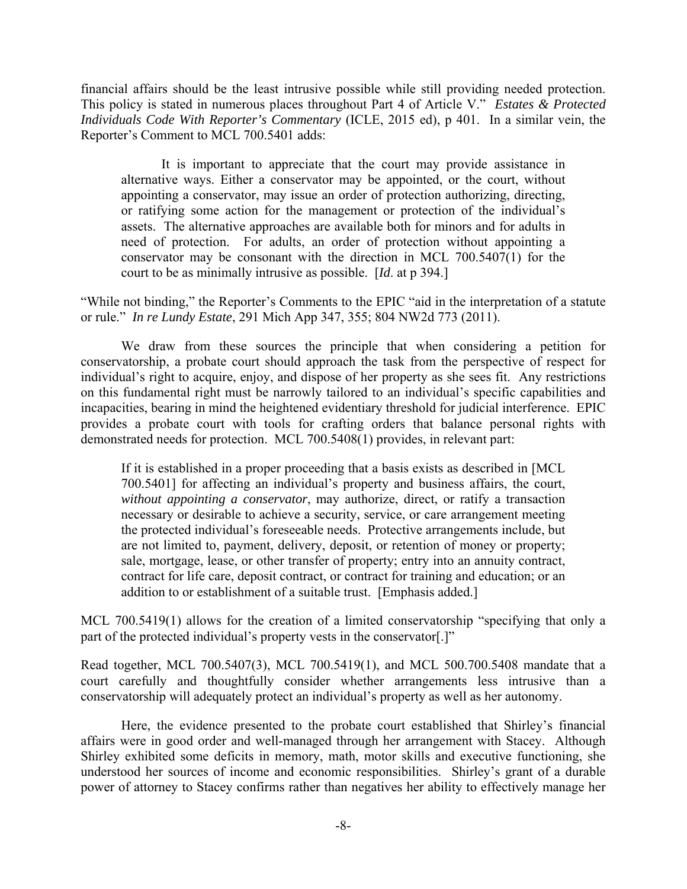financial affairs should be the least intrusive possible while still providing needed protection. This policy is stated in numerous places throughout Part 4 of Article V." *Estates & Protected Individuals Code With Reporter's Commentary* (ICLE, 2015 ed), p 401. In a similar vein, the Reporter's Comment to MCL 700.5401 adds:

> It is important to appreciate that the court may provide assistance in alternative ways. Either a conservator may be appointed, or the court, without appointing a conservator, may issue an order of protection authorizing, directing, or ratifying some action for the management or protection of the individual's assets. The alternative approaches are available both for minors and for adults in need of protection. For adults, an order of protection without appointing a conservator may be consonant with the direction in MCL 700.5407(1) for the court to be as minimally intrusive as possible. [*Id*. at p 394.]

"While not binding," the Reporter's Comments to the EPIC "aid in the interpretation of a statute or rule." *In re Lundy Estate*, 291 Mich App 347, 355; 804 NW2d 773 (2011).

We draw from these sources the principle that when considering a petition for conservatorship, a probate court should approach the task from the perspective of respect for individual's right to acquire, enjoy, and dispose of her property as she sees fit. Any restrictions on this fundamental right must be narrowly tailored to an individual's specific capabilities and incapacities, bearing in mind the heightened evidentiary threshold for judicial interference. EPIC provides a probate court with tools for crafting orders that balance personal rights with demonstrated needs for protection. MCL 700.5408(1) provides, in relevant part:

> If it is established in a proper proceeding that a basis exists as described in [MCL 700.5401] for affecting an individual's property and business affairs, the court, *without appointing a conservator*, may authorize, direct, or ratify a transaction necessary or desirable to achieve a security, service, or care arrangement meeting the protected individual's foreseeable needs. Protective arrangements include, but are not limited to, payment, delivery, deposit, or retention of money or property; sale, mortgage, lease, or other transfer of property; entry into an annuity contract, contract for life care, deposit contract, or contract for training and education; or an addition to or establishment of a suitable trust. [Emphasis added.]

MCL 700.5419(1) allows for the creation of a limited conservatorship "specifying that only a part of the protected individual's property vests in the conservator[.]"

Read together, MCL 700.5407(3), MCL 700.5419(1), and MCL 500.700.5408 mandate that a court carefully and thoughtfully consider whether arrangements less intrusive than a conservatorship will adequately protect an individual's property as well as her autonomy.

Here, the evidence presented to the probate court established that Shirley's financial affairs were in good order and well-managed through her arrangement with Stacey. Although Shirley exhibited some deficits in memory, math, motor skills and executive functioning, she understood her sources of income and economic responsibilities. Shirley's grant of a durable power of attorney to Stacey confirms rather than negatives her ability to effectively manage her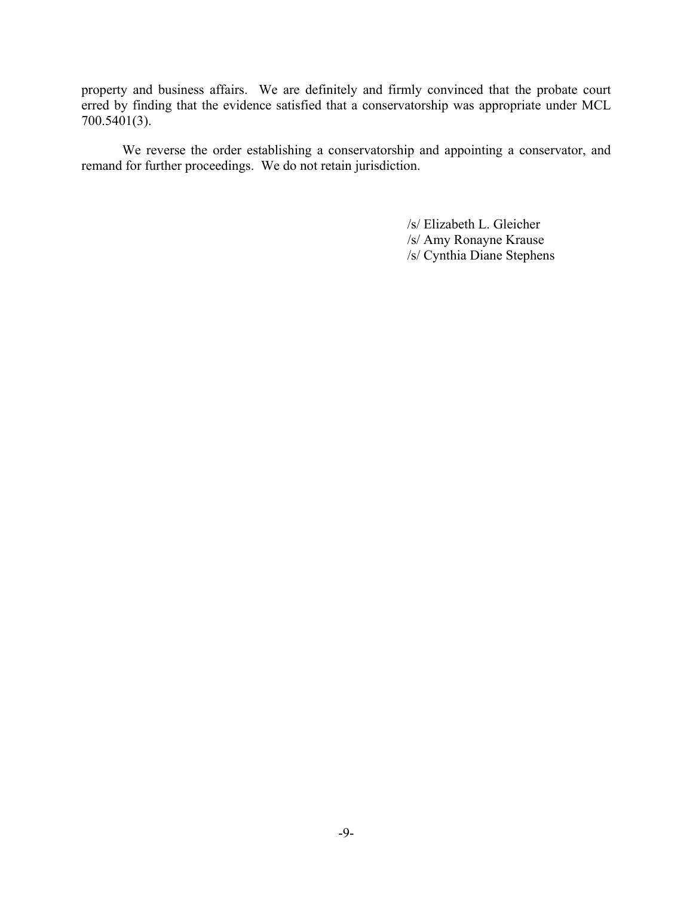property and business affairs. We are definitely and firmly convinced that the probate court erred by finding that the evidence satisfied that a conservatorship was appropriate under MCL 700.5401(3).

We reverse the order establishing a conservatorship and appointing a conservator, and remand for further proceedings. We do not retain jurisdiction.

/s/ Elizabeth L. Gleicher  
/s/ Amy Ronayne Krause  
/s/ Cynthia Diane Stephens